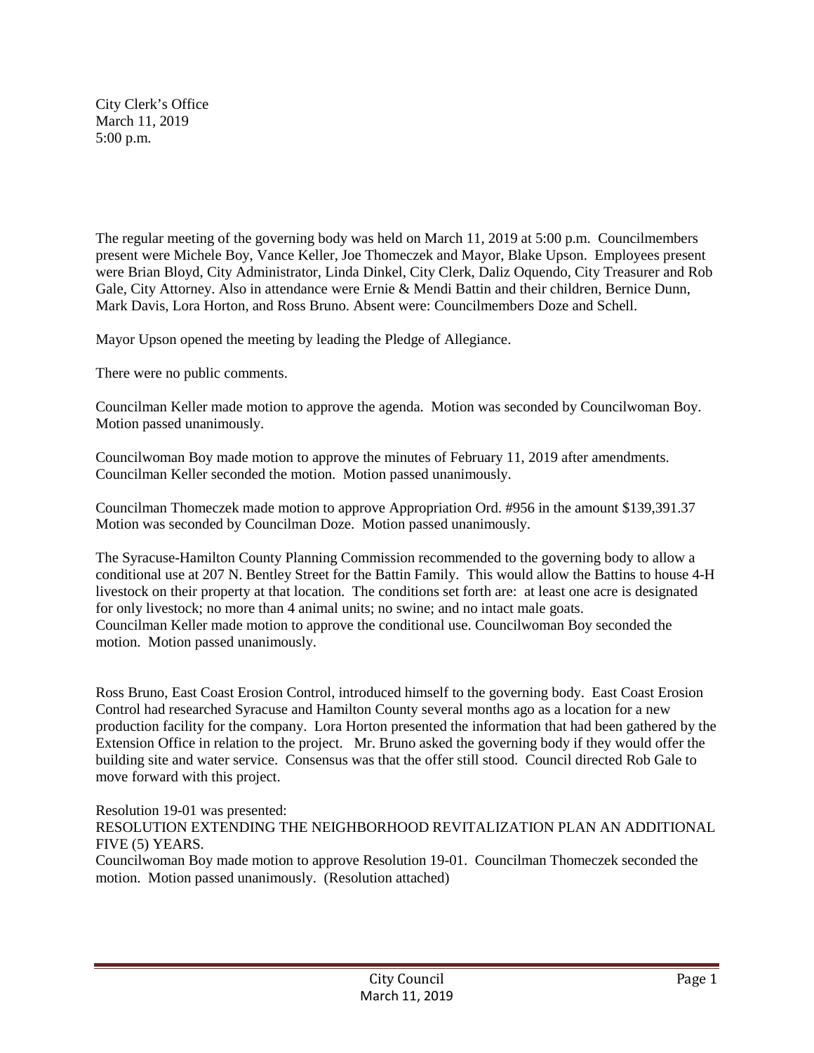City Clerk's Office
March 11, 2019
5:00 p.m.

The regular meeting of the governing body was held on March 11, 2019 at 5:00 p.m. Councilmembers present were Michele Boy, Vance Keller, Joe Thomeczek and Mayor, Blake Upson. Employees present were Brian Bloyd, City Administrator, Linda Dinkel, City Clerk, Daliz Oquendo, City Treasurer and Rob Gale, City Attorney. Also in attendance were Ernie & Mendi Battin and their children, Bernice Dunn, Mark Davis, Lora Horton, and Ross Bruno. Absent were: Councilmembers Doze and Schell.

Mayor Upson opened the meeting by leading the Pledge of Allegiance.

There were no public comments.

Councilman Keller made motion to approve the agenda. Motion was seconded by Councilwoman Boy. Motion passed unanimously.

Councilwoman Boy made motion to approve the minutes of February 11, 2019 after amendments. Councilman Keller seconded the motion. Motion passed unanimously.

Councilman Thomeczek made motion to approve Appropriation Ord. #956 in the amount $139,391.37 Motion was seconded by Councilman Doze. Motion passed unanimously.

The Syracuse-Hamilton County Planning Commission recommended to the governing body to allow a conditional use at 207 N. Bentley Street for the Battin Family. This would allow the Battins to house 4-H livestock on their property at that location. The conditions set forth are: at least one acre is designated for only livestock; no more than 4 animal units; no swine; and no intact male goats.
Councilman Keller made motion to approve the conditional use. Councilwoman Boy seconded the motion. Motion passed unanimously.

Ross Bruno, East Coast Erosion Control, introduced himself to the governing body. East Coast Erosion Control had researched Syracuse and Hamilton County several months ago as a location for a new production facility for the company. Lora Horton presented the information that had been gathered by the Extension Office in relation to the project. Mr. Bruno asked the governing body if they would offer the building site and water service. Consensus was that the offer still stood. Council directed Rob Gale to move forward with this project.

Resolution 19-01 was presented:
RESOLUTION EXTENDING THE NEIGHBORHOOD REVITALIZATION PLAN AN ADDITIONAL FIVE (5) YEARS.
Councilwoman Boy made motion to approve Resolution 19-01. Councilman Thomeczek seconded the motion. Motion passed unanimously. (Resolution attached)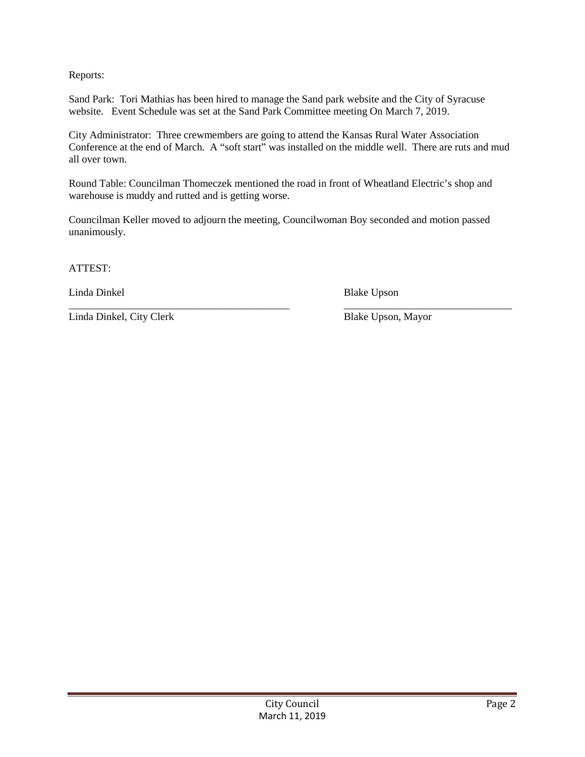Reports:

Sand Park: Tori Mathias has been hired to manage the Sand park website and the City of Syracuse website. Event Schedule was set at the Sand Park Committee meeting On March 7, 2019.

City Administrator: Three crewmembers are going to attend the Kansas Rural Water Association Conference at the end of March. A "soft start" was installed on the middle well. There are ruts and mud all over town.

Round Table: Councilman Thomeczek mentioned the road in front of Wheatland Electric's shop and warehouse is muddy and rutted and is getting worse.

Councilman Keller moved to adjourn the meeting, Councilwoman Boy seconded and motion passed unanimously.

ATTEST:

Linda Dinkel

\_\_\_\_\_\_\_\_\_\_\_\_\_\_\_\_\_\_\_\_\_\_\_\_\_\_\_\_\_\_\_\_\_\_\_\_\_\_\_\_\_\_\_\_

Linda Dinkel, City Clerk

Blake Upson

\_\_\_\_\_\_\_\_\_\_\_\_\_\_\_\_\_\_\_\_\_\_\_\_\_\_\_\_\_\_\_\_\_\_

Blake Upson, Mayor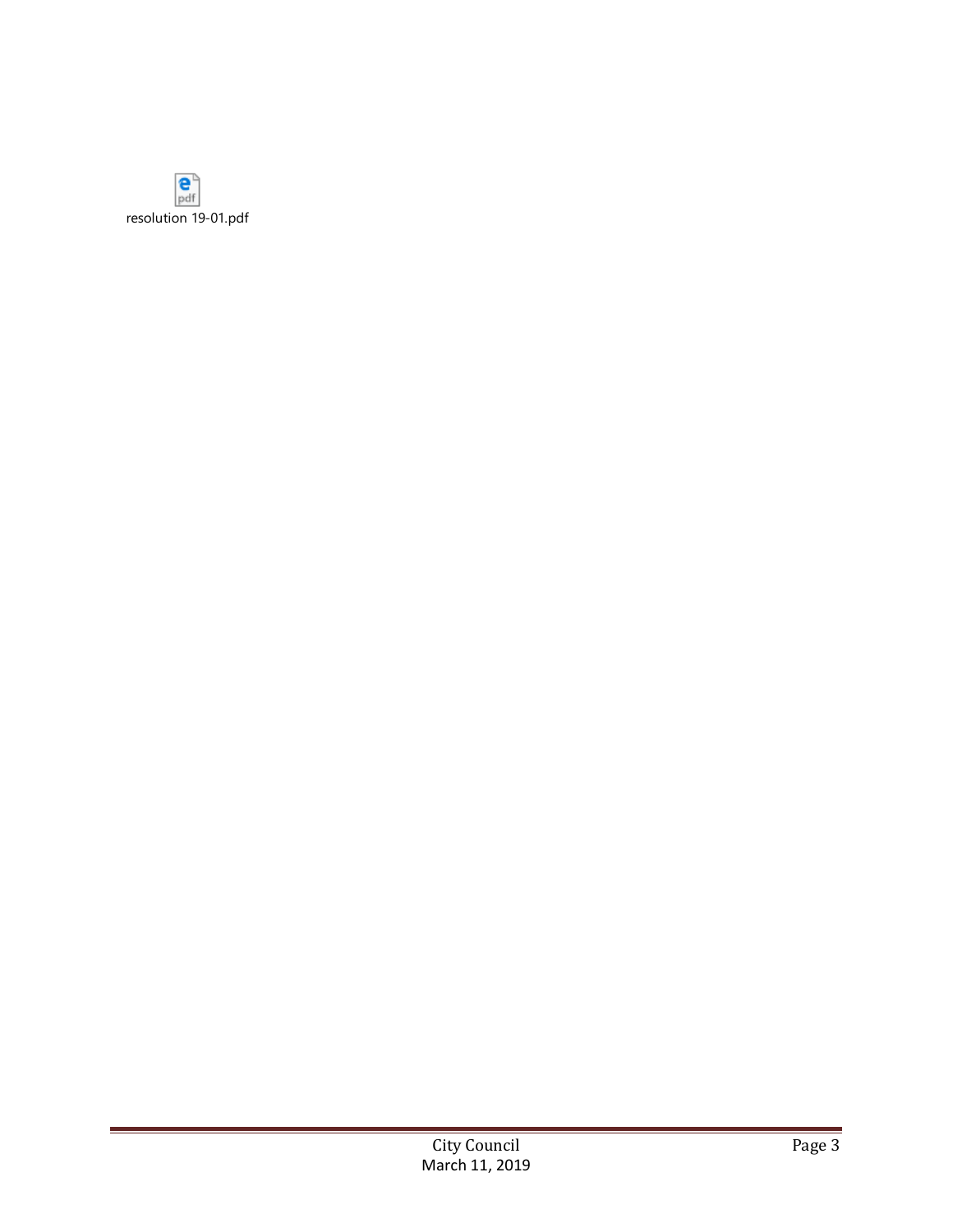resolution 19-01.pdf